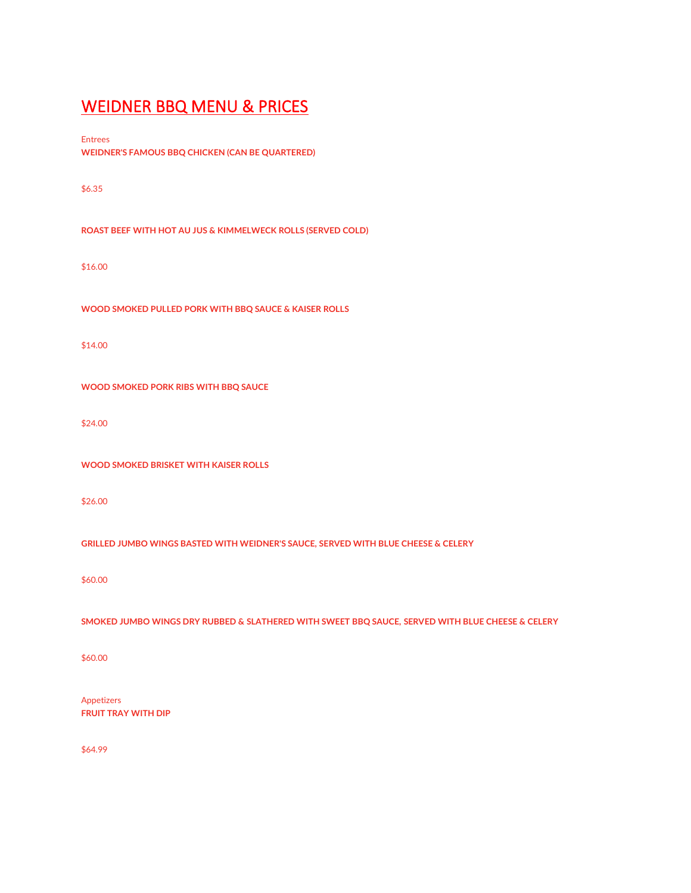# WEIDNER BBQ MENU & PRICES

Entrees

**WEIDNER'S FAMOUS BBQ CHICKEN (CAN BE QUARTERED)**

$6.35

**ROAST BEEF WITH HOT AU JUS & KIMMELWECK ROLLS (SERVED COLD)**

$16.00

**WOOD SMOKED PULLED PORK WITH BBQ SAUCE & KAISER ROLLS**

$14.00

**WOOD SMOKED PORK RIBS WITH BBQ SAUCE**

$24.00

**WOOD SMOKED BRISKET WITH KAISER ROLLS**

$26.00

**GRILLED JUMBO WINGS BASTED WITH WEIDNER'S SAUCE, SERVED WITH BLUE CHEESE & CELERY**

$60.00

**SMOKED JUMBO WINGS DRY RUBBED & SLATHERED WITH SWEET BBQ SAUCE, SERVED WITH BLUE CHEESE & CELERY**

$60.00

Appetizers

**FRUIT TRAY WITH DIP**

$64.99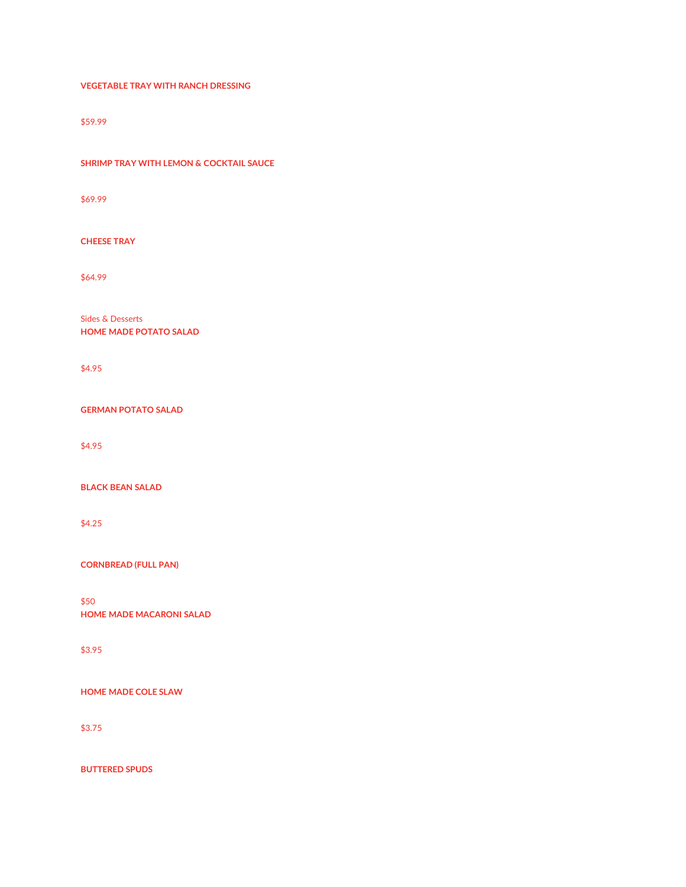**VEGETABLE TRAY WITH RANCH DRESSING**

$59.99

**SHRIMP TRAY WITH LEMON & COCKTAIL SAUCE**

$69.99

**CHEESE TRAY**

$64.99

Sides & Desserts

**HOME MADE POTATO SALAD**

$4.95

**GERMAN POTATO SALAD**

$4.95

**BLACK BEAN SALAD**

$4.25

**CORNBREAD (FULL PAN)**

$50

**HOME MADE MACARONI SALAD**

$3.95

**HOME MADE COLE SLAW**

$3.75

**BUTTERED SPUDS**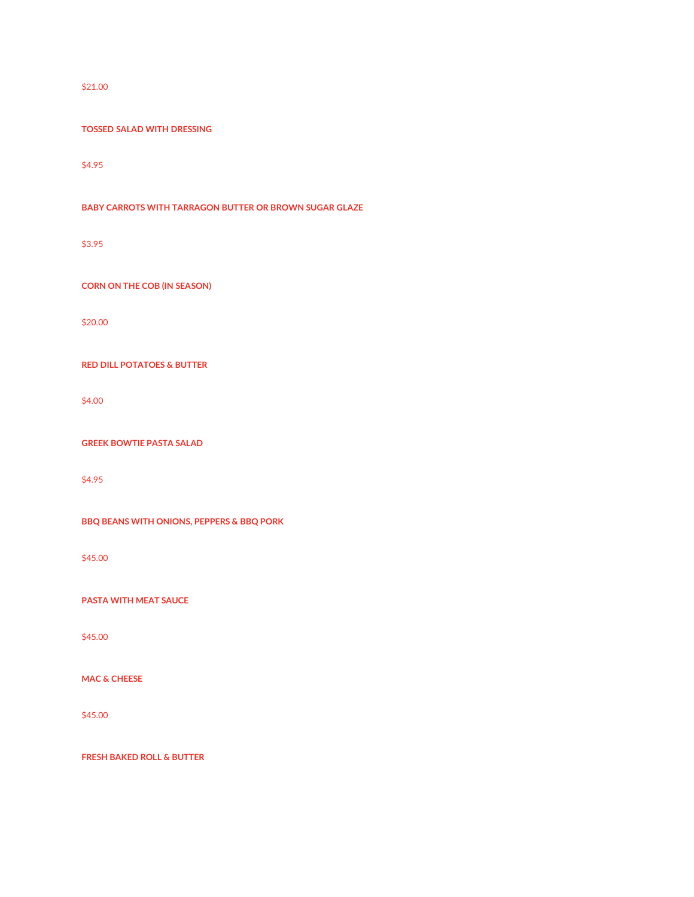$21.00

**TOSSED SALAD WITH DRESSING**

$4.95

**BABY CARROTS WITH TARRAGON BUTTER OR BROWN SUGAR GLAZE**

$3.95

**CORN ON THE COB (IN SEASON)**

$20.00

**RED DILL POTATOES & BUTTER**

$4.00

**GREEK BOWTIE PASTA SALAD**

$4.95

**BBQ BEANS WITH ONIONS, PEPPERS & BBQ PORK**

$45.00

**PASTA WITH MEAT SAUCE**

$45.00

**MAC & CHEESE**

$45.00

**FRESH BAKED ROLL & BUTTER**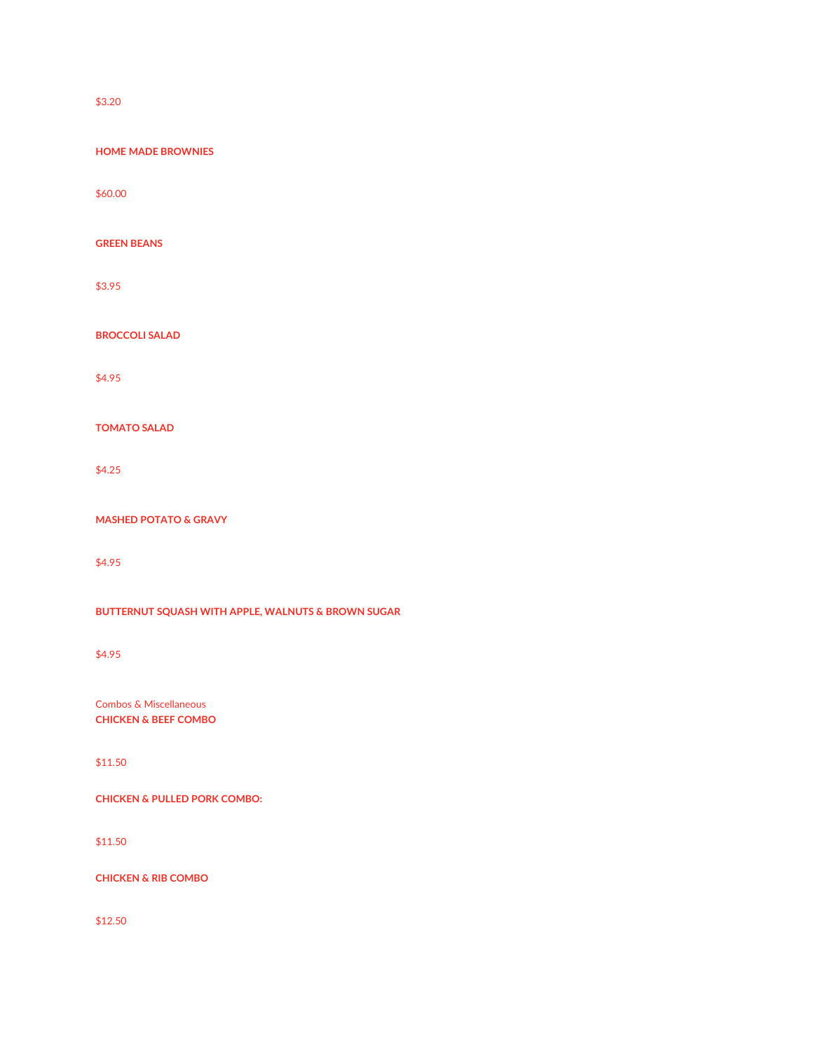$3.20

**HOME MADE BROWNIES**

$60.00

**GREEN BEANS**

$3.95

**BROCCOLI SALAD**

$4.95

**TOMATO SALAD**

$4.25

**MASHED POTATO & GRAVY**

$4.95

**BUTTERNUT SQUASH WITH APPLE, WALNUTS & BROWN SUGAR**

$4.95

Combos & Miscellaneous

**CHICKEN & BEEF COMBO**

$11.50

**CHICKEN & PULLED PORK COMBO:**

$11.50

**CHICKEN & RIB COMBO**

$12.50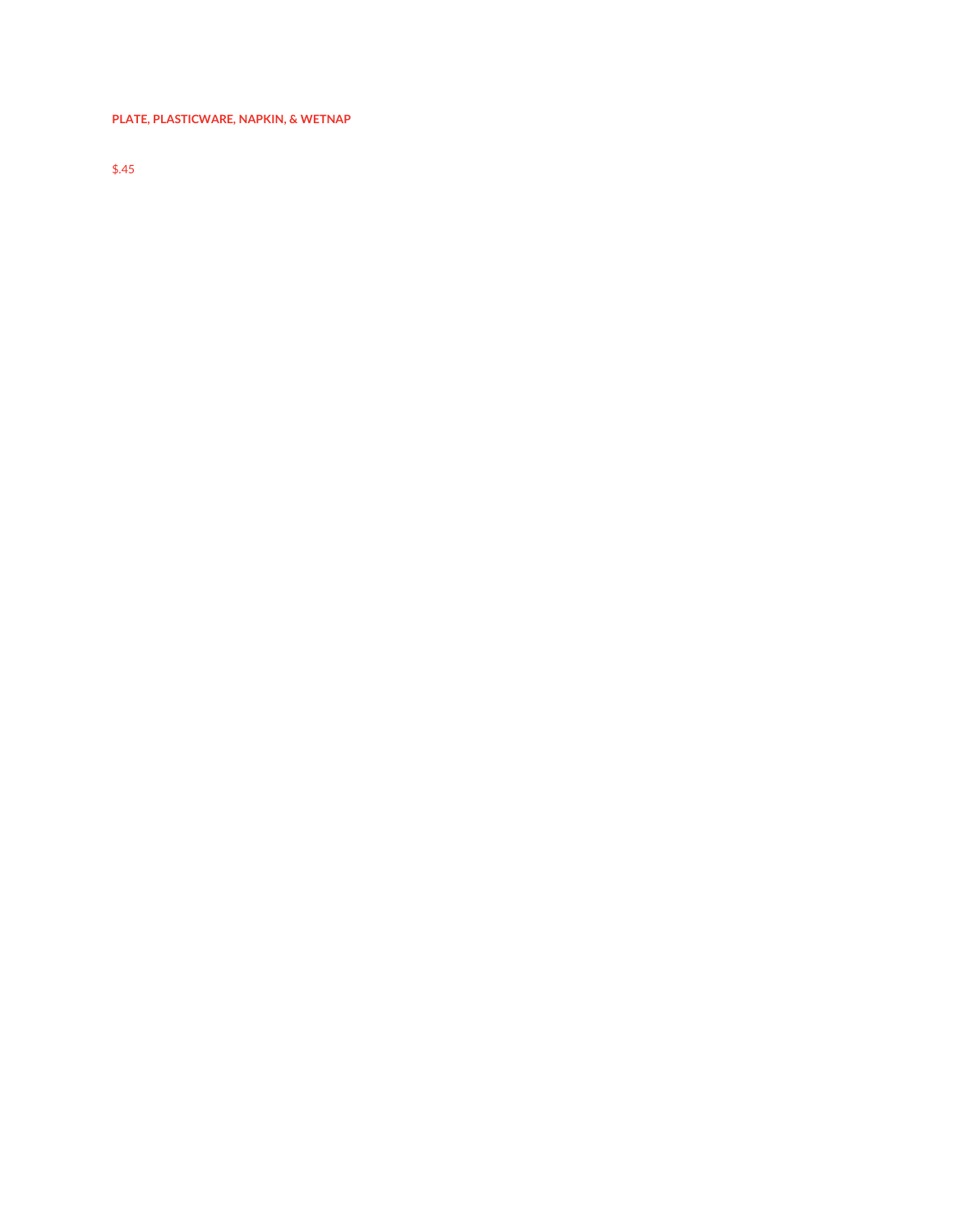**PLATE, PLASTICWARE, NAPKIN, & WETNAP**

$.45